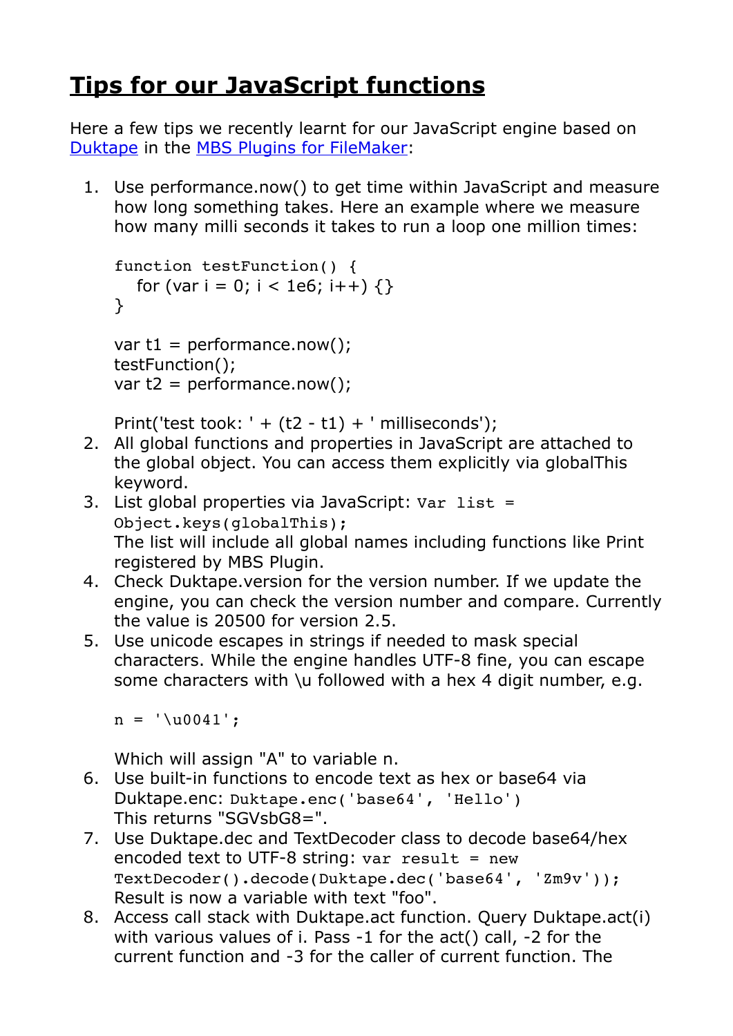# Tips for our JavaScript functions

Here a few tips we recently learnt for our JavaScript engine based on [Duktape](#) in the [MBS Plugins for FileMaker](#):

1. Use performance.now() to get time within JavaScript and measure how long something takes. Here an example where we measure how many milli seconds it takes to run a loop one million times:

   ```
   function testFunction() {
      for (var i = 0; i < 1e6; i++) {}
   }

   var t1 = performance.now();
   testFunction();
   var t2 = performance.now();

   Print('test took: ' + (t2 - t1) + ' milliseconds');
   ```
2. All global functions and properties in JavaScript are attached to the global object. You can access them explicitly via globalThis keyword.
3. List global properties via JavaScript: `Var list = Object.keys(globalThis);`
   The list will include all global names including functions like Print registered by MBS Plugin.
4. Check Duktape.version for the version number. If we update the engine, you can check the version number and compare. Currently the value is 20500 for version 2.5.
5. Use unicode escapes in strings if needed to mask special characters. While the engine handles UTF-8 fine, you can escape some characters with \u followed with a hex 4 digit number, e.g.

   ```
   n = '\u0041';
   ```

   Which will assign "A" to variable n.
6. Use built-in functions to encode text as hex or base64 via Duktape.enc: `Duktape.enc('base64', 'Hello')`
   This returns "SGVsbG8=".
7. Use Duktape.dec and TextDecoder class to decode base64/hex encoded text to UTF-8 string: `var result = new TextDecoder().decode(Duktape.dec('base64', 'Zm9v'));`
   Result is now a variable with text "foo".
8. Access call stack with Duktape.act function. Query Duktape.act(i) with various values of i. Pass -1 for the act() call, -2 for the current function and -3 for the caller of current function. The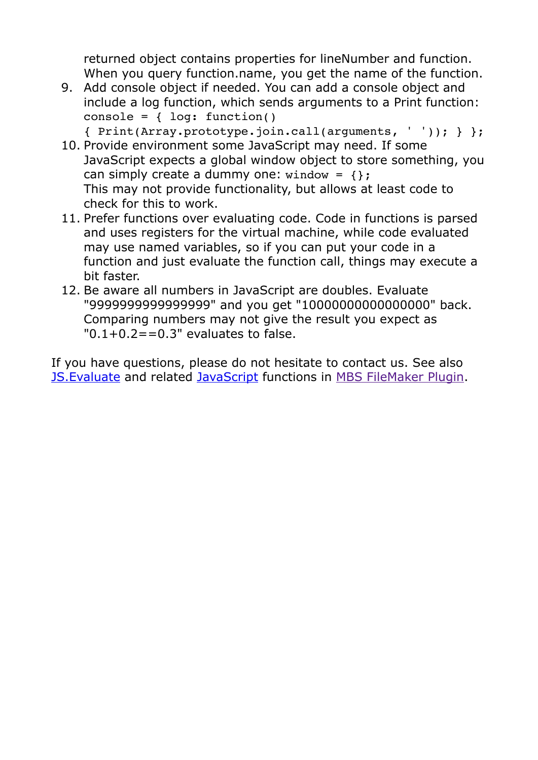returned object contains properties for lineNumber and function. When you query function.name, you get the name of the function.

9. Add console object if needed. You can add a console object and include a log function, which sends arguments to a Print function: `console = { log: function() { Print(Array.prototype.join.call(arguments, ' ')); } };`
10. Provide environment some JavaScript may need. If some JavaScript expects a global window object to store something, you can simply create a dummy one: `window = {};`  
This may not provide functionality, but allows at least code to check for this to work.
11. Prefer functions over evaluating code. Code in functions is parsed and uses registers for the virtual machine, while code evaluated may use named variables, so if you can put your code in a function and just evaluate the function call, things may execute a bit faster.
12. Be aware all numbers in JavaScript are doubles. Evaluate "9999999999999999" and you get "10000000000000000" back. Comparing numbers may not give the result you expect as "0.1+0.2==0.3" evaluates to false.

If you have questions, please do not hesitate to contact us. See also [JS.Evaluate] and related [JavaScript] functions in [MBS FileMaker Plugin].